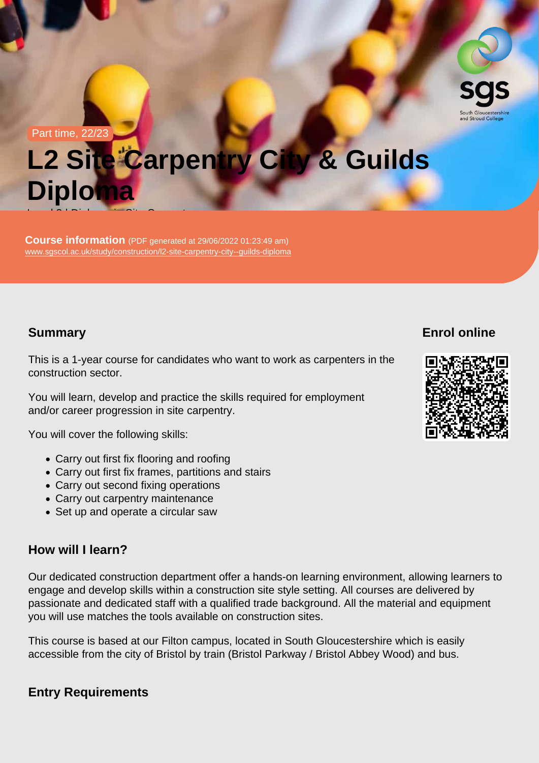Part time, 22/23

# L2 Site Carpentry City & Guilds Diploma

Level 2 Diploma in Site Carpentry

**Course information** (PDF generated at 29/06/2022 01:23:49 am)
www.sgscol.ac.uk/study/construction/l2-site-carpentry-city--guilds-diploma

## Summary

This is a 1-year course for candidates who want to work as carpenters in the construction sector.

You will learn, develop and practice the skills required for employment and/or career progression in site carpentry.

You will cover the following skills:

- Carry out first fix flooring and roofing
- Carry out first fix frames, partitions and stairs
- Carry out second fixing operations
- Carry out carpentry maintenance
- Set up and operate a circular saw

## Enrol online

## How will I learn?

Our dedicated construction department offer a hands-on learning environment, allowing learners to engage and develop skills within a construction site style setting. All courses are delivered by passionate and dedicated staff with a qualified trade background. All the material and equipment you will use matches the tools available on construction sites.

This course is based at our Filton campus, located in South Gloucestershire which is easily accessible from the city of Bristol by train (Bristol Parkway / Bristol Abbey Wood) and bus.

## Entry Requirements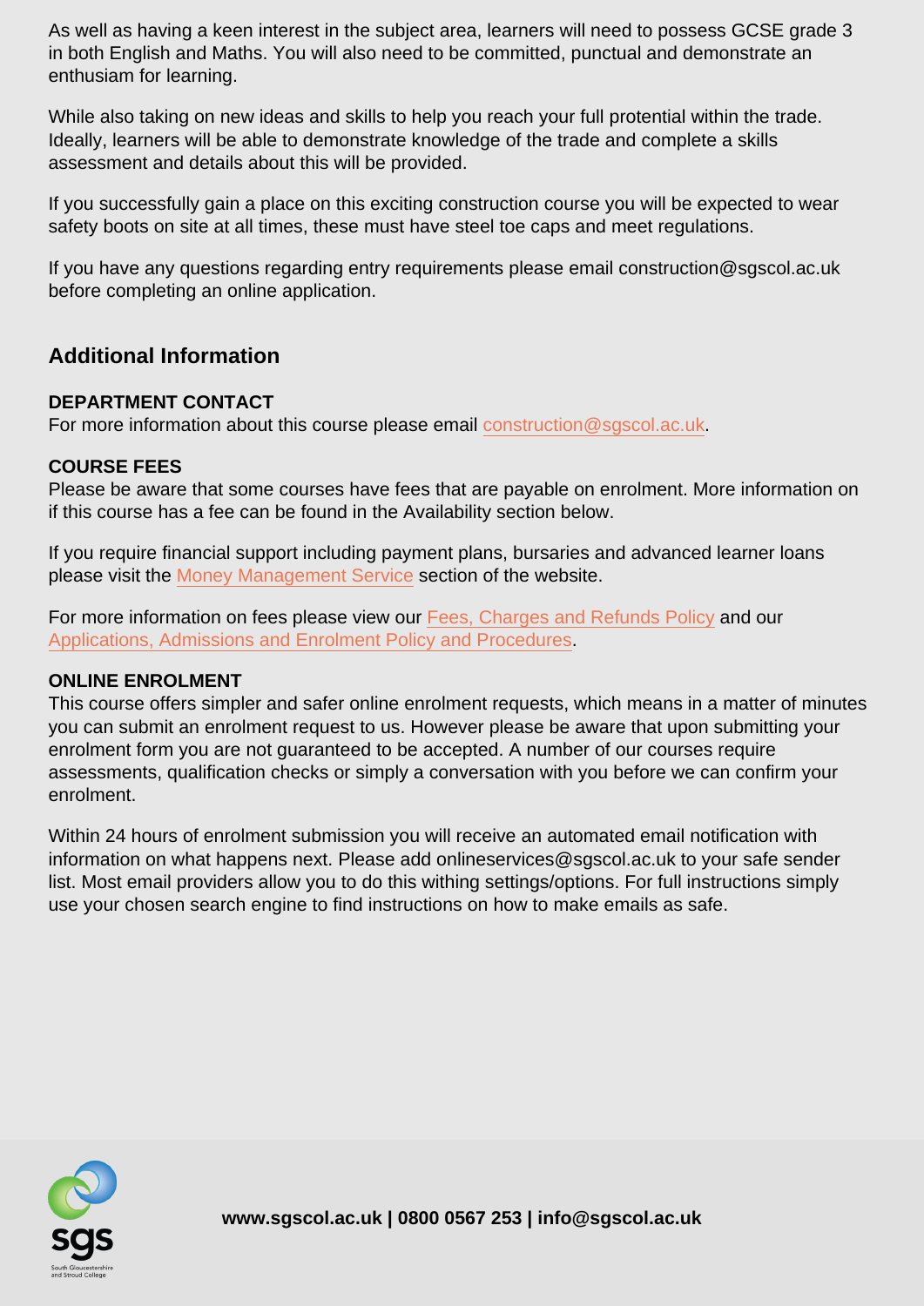As well as having a keen interest in the subject area, learners will need to possess GCSE grade 3 in both English and Maths. You will also need to be committed, punctual and demonstrate an enthusiam for learning.

While also taking on new ideas and skills to help you reach your full potential within the trade. Ideally, learners will be able to demonstrate knowledge of the trade and complete a skills assessment and details about this will be provided.

If you successfully gain a place on this exciting construction course you will be expected to wear safety boots on site at all times, these must have steel toe caps and meet regulations.

If you have any questions regarding entry requirements please email construction@sgscol.ac.uk before completing an online application.

## Additional Information

**DEPARTMENT CONTACT**
For more information about this course please email construction@sgscol.ac.uk.

**COURSE FEES**
Please be aware that some courses have fees that are payable on enrolment. More information on if this course has a fee can be found in the Availability section below.

If you require financial support including payment plans, bursaries and advanced learner loans please visit the Money Management Service section of the website.

For more information on fees please view our Fees, Charges and Refunds Policy and our Applications, Admissions and Enrolment Policy and Procedures.

**ONLINE ENROLMENT**
This course offers simpler and safer online enrolment requests, which means in a matter of minutes you can submit an enrolment request to us. However please be aware that upon submitting your enrolment form you are not guaranteed to be accepted. A number of our courses require assessments, qualification checks or simply a conversation with you before we can confirm your enrolment.

Within 24 hours of enrolment submission you will receive an automated email notification with information on what happens next. Please add onlineservices@sgscol.ac.uk to your safe sender list. Most email providers allow you to do this withing settings/options. For full instructions simply use your chosen search engine to find instructions on how to make emails as safe.

sgs
South Gloucestershire and Stroud College

**www.sgscol.ac.uk | 0800 0567 253 | info@sgscol.ac.uk**